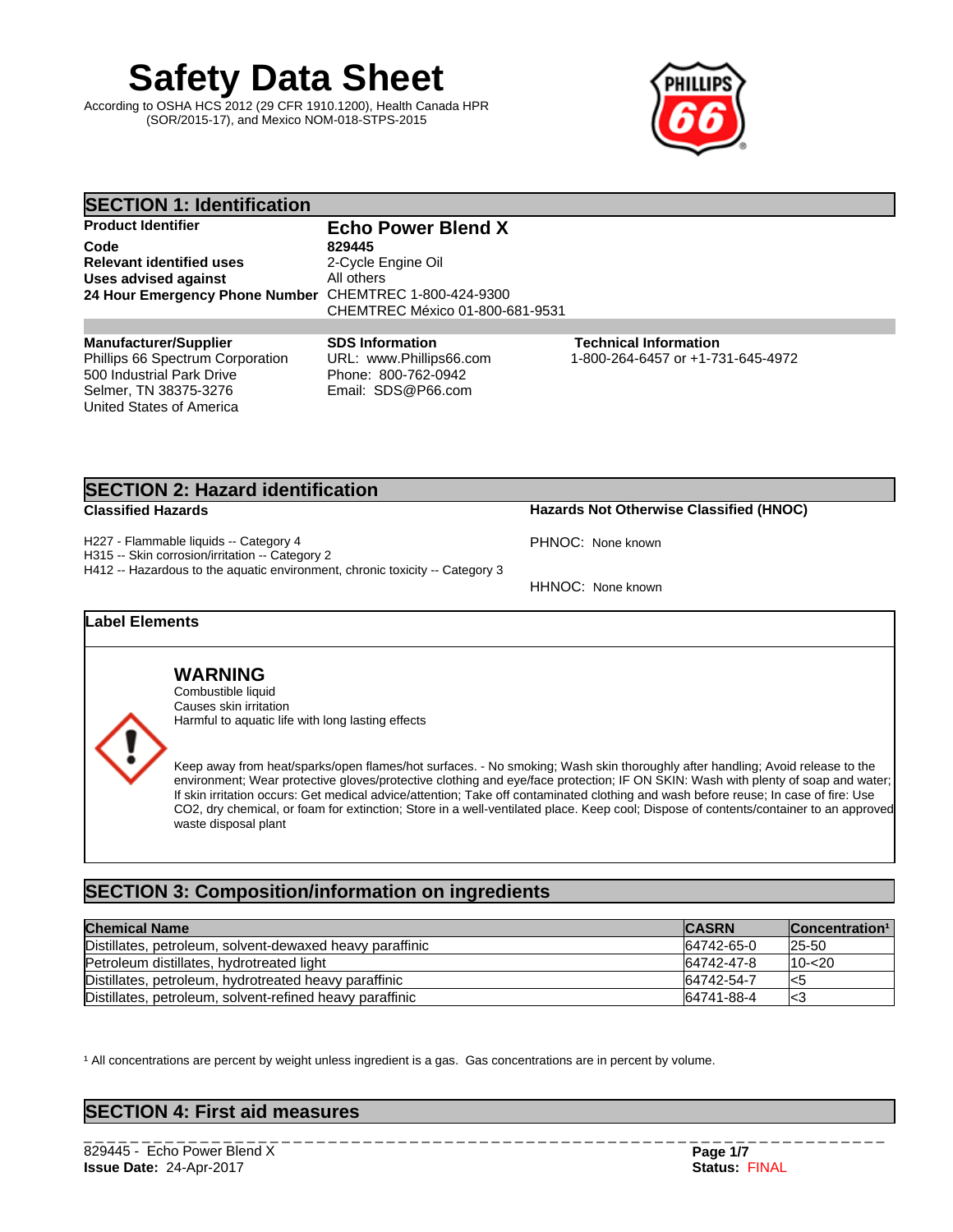# Safety Data Sheet

According to OSHA HCS 2012 (29 CFR 1910.1200), Health Canada HPR (SOR/2015-17), and Mexico NOM-018-STPS-2015

## SECTION 1: Identification

**Product Identifier** **Echo Power Blend X**

**Code** **829445**

**Relevant identified uses** 2-Cycle Engine Oil

**Uses advised against** All others

**24 Hour Emergency Phone Number** CHEMTREC 1-800-424-9300
CHEMTREC México 01-800-681-9531

**Manufacturer/Supplier**
Phillips 66 Spectrum Corporation
500 Industrial Park Drive
Selmer, TN 38375-3276
United States of America

**SDS Information**
URL: www.Phillips66.com
Phone: 800-762-0942
Email: SDS@P66.com

**Technical Information**
1-800-264-6457 or +1-731-645-4972

## SECTION 2: Hazard identification

**Classified Hazards**

H227 - Flammable liquids -- Category 4
H315 -- Skin corrosion/irritation -- Category 2
H412 -- Hazardous to the aquatic environment, chronic toxicity -- Category 3

**Hazards Not Otherwise Classified (HNOC)**

PHNOC: None known

HHNOC: None known

### Label Elements

**WARNING**
Combustible liquid
Causes skin irritation
Harmful to aquatic life with long lasting effects

Keep away from heat/sparks/open flames/hot surfaces. - No smoking; Wash skin thoroughly after handling; Avoid release to the environment; Wear protective gloves/protective clothing and eye/face protection; IF ON SKIN: Wash with plenty of soap and water; If skin irritation occurs: Get medical advice/attention; Take off contaminated clothing and wash before reuse; In case of fire: Use CO2, dry chemical, or foam for extinction; Store in a well-ventilated place. Keep cool; Dispose of contents/container to an approved waste disposal plant

## SECTION 3: Composition/information on ingredients

| Chemical Name | CASRN | Concentration[1] |
|---|---|---|
| Distillates, petroleum, solvent-dewaxed heavy paraffinic | 64742-65-0 | 25-50 |
| Petroleum distillates, hydrotreated light | 64742-47-8 | 10-<20 |
| Distillates, petroleum, hydrotreated heavy paraffinic | 64742-54-7 | <5 |
| Distillates, petroleum, solvent-refined heavy paraffinic | 64741-88-4 | <3 |

[1] All concentrations are percent by weight unless ingredient is a gas. Gas concentrations are in percent by volume.

## SECTION 4: First aid measures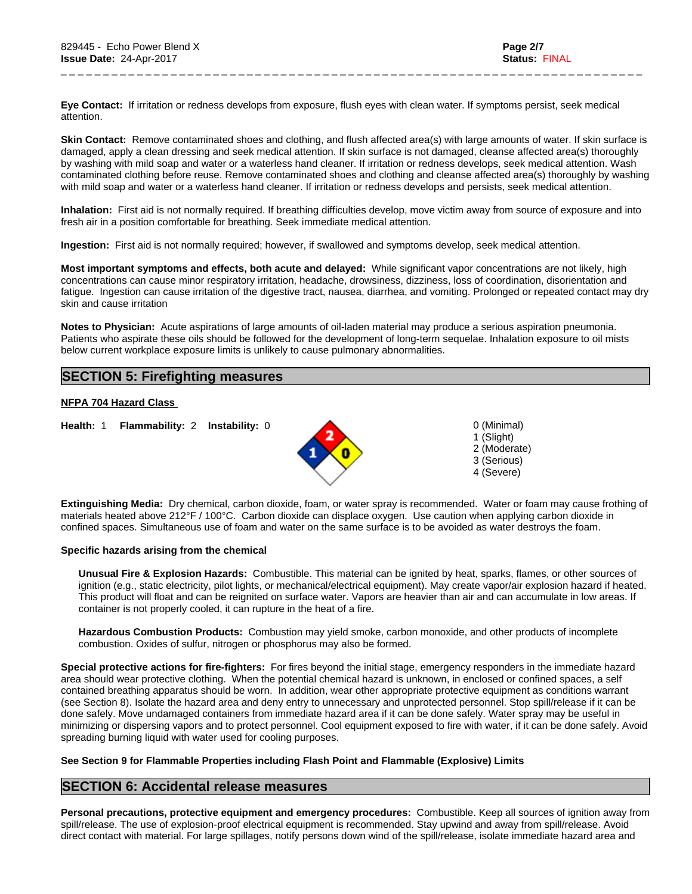**Eye Contact:** If irritation or redness develops from exposure, flush eyes with clean water. If symptoms persist, seek medical attention.

**Skin Contact:** Remove contaminated shoes and clothing, and flush affected area(s) with large amounts of water. If skin surface is damaged, apply a clean dressing and seek medical attention. If skin surface is not damaged, cleanse affected area(s) thoroughly by washing with mild soap and water or a waterless hand cleaner. If irritation or redness develops, seek medical attention. Wash contaminated clothing before reuse. Remove contaminated shoes and clothing and cleanse affected area(s) thoroughly by washing with mild soap and water or a waterless hand cleaner. If irritation or redness develops and persists, seek medical attention.

**Inhalation:** First aid is not normally required. If breathing difficulties develop, move victim away from source of exposure and into fresh air in a position comfortable for breathing. Seek immediate medical attention.

**Ingestion:** First aid is not normally required; however, if swallowed and symptoms develop, seek medical attention.

**Most important symptoms and effects, both acute and delayed:** While significant vapor concentrations are not likely, high concentrations can cause minor respiratory irritation, headache, drowsiness, dizziness, loss of coordination, disorientation and fatigue. Ingestion can cause irritation of the digestive tract, nausea, diarrhea, and vomiting. Prolonged or repeated contact may dry skin and cause irritation

**Notes to Physician:** Acute aspirations of large amounts of oil-laden material may produce a serious aspiration pneumonia. Patients who aspirate these oils should be followed for the development of long-term sequelae. Inhalation exposure to oil mists below current workplace exposure limits is unlikely to cause pulmonary abnormalities.

## SECTION 5: Firefighting measures

**NFPA 704 Hazard Class**

**Health:** 1 **Flammability:** 2 **Instability:** 0

0 (Minimal)
1 (Slight)
2 (Moderate)
3 (Serious)
4 (Severe)

**Extinguishing Media:** Dry chemical, carbon dioxide, foam, or water spray is recommended. Water or foam may cause frothing of materials heated above 212°F / 100°C. Carbon dioxide can displace oxygen. Use caution when applying carbon dioxide in confined spaces. Simultaneous use of foam and water on the same surface is to be avoided as water destroys the foam.

**Specific hazards arising from the chemical**

**Unusual Fire & Explosion Hazards:** Combustible. This material can be ignited by heat, sparks, flames, or other sources of ignition (e.g., static electricity, pilot lights, or mechanical/electrical equipment). May create vapor/air explosion hazard if heated. This product will float and can be reignited on surface water. Vapors are heavier than air and can accumulate in low areas. If container is not properly cooled, it can rupture in the heat of a fire.

**Hazardous Combustion Products:** Combustion may yield smoke, carbon monoxide, and other products of incomplete combustion. Oxides of sulfur, nitrogen or phosphorus may also be formed.

**Special protective actions for fire-fighters:** For fires beyond the initial stage, emergency responders in the immediate hazard area should wear protective clothing. When the potential chemical hazard is unknown, in enclosed or confined spaces, a self contained breathing apparatus should be worn. In addition, wear other appropriate protective equipment as conditions warrant (see Section 8). Isolate the hazard area and deny entry to unnecessary and unprotected personnel. Stop spill/release if it can be done safely. Move undamaged containers from immediate hazard area if it can be done safely. Water spray may be useful in minimizing or dispersing vapors and to protect personnel. Cool equipment exposed to fire with water, if it can be done safely. Avoid spreading burning liquid with water used for cooling purposes.

**See Section 9 for Flammable Properties including Flash Point and Flammable (Explosive) Limits**

## SECTION 6: Accidental release measures

**Personal precautions, protective equipment and emergency procedures:** Combustible. Keep all sources of ignition away from spill/release. The use of explosion-proof electrical equipment is recommended. Stay upwind and away from spill/release. Avoid direct contact with material. For large spillages, notify persons down wind of the spill/release, isolate immediate hazard area and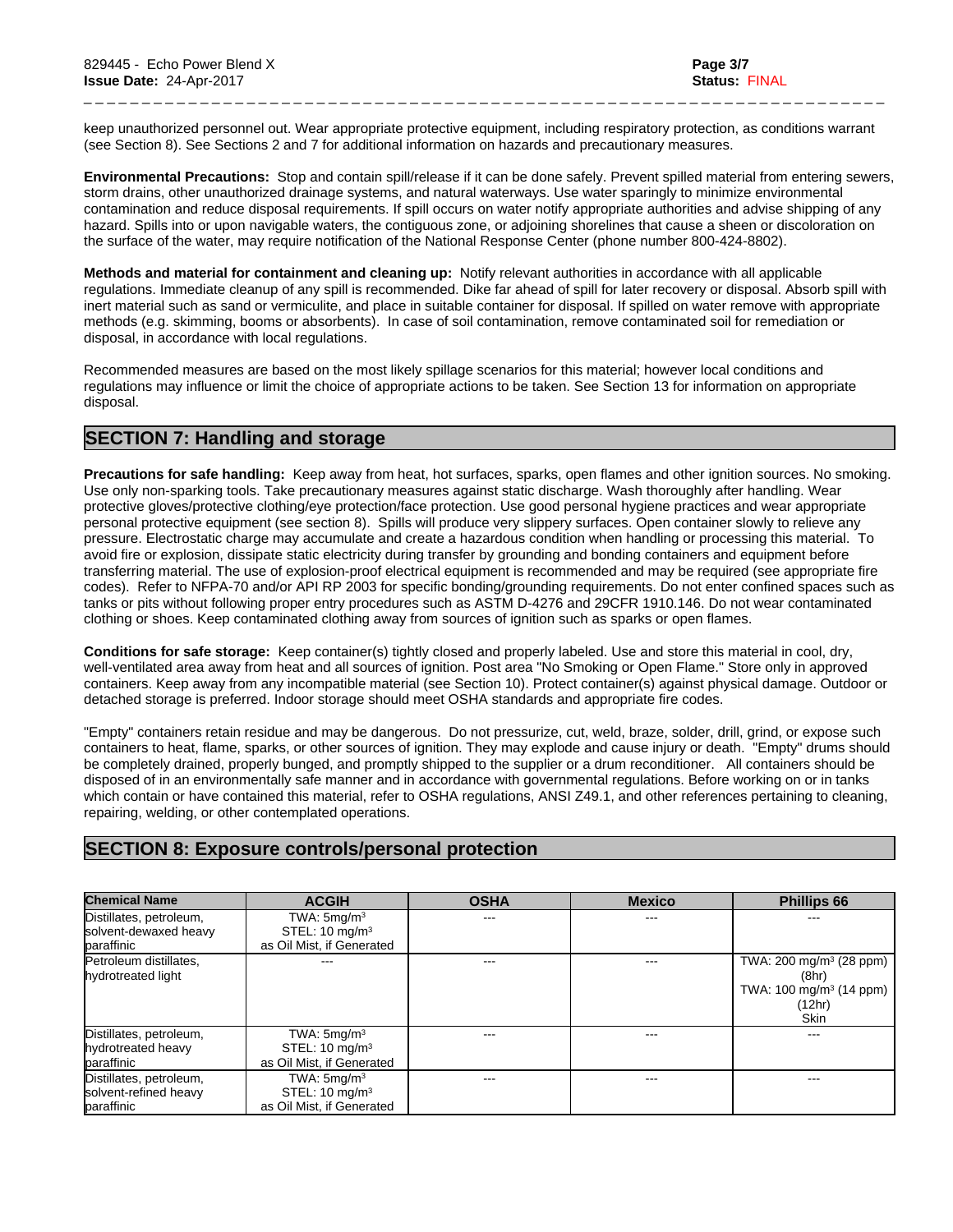keep unauthorized personnel out. Wear appropriate protective equipment, including respiratory protection, as conditions warrant (see Section 8). See Sections 2 and 7 for additional information on hazards and precautionary measures.

**Environmental Precautions:** Stop and contain spill/release if it can be done safely. Prevent spilled material from entering sewers, storm drains, other unauthorized drainage systems, and natural waterways. Use water sparingly to minimize environmental contamination and reduce disposal requirements. If spill occurs on water notify appropriate authorities and advise shipping of any hazard. Spills into or upon navigable waters, the contiguous zone, or adjoining shorelines that cause a sheen or discoloration on the surface of the water, may require notification of the National Response Center (phone number 800-424-8802).

**Methods and material for containment and cleaning up:** Notify relevant authorities in accordance with all applicable regulations. Immediate cleanup of any spill is recommended. Dike far ahead of spill for later recovery or disposal. Absorb spill with inert material such as sand or vermiculite, and place in suitable container for disposal. If spilled on water remove with appropriate methods (e.g. skimming, booms or absorbents). In case of soil contamination, remove contaminated soil for remediation or disposal, in accordance with local regulations.

Recommended measures are based on the most likely spillage scenarios for this material; however local conditions and regulations may influence or limit the choice of appropriate actions to be taken. See Section 13 for information on appropriate disposal.

## SECTION 7: Handling and storage

**Precautions for safe handling:** Keep away from heat, hot surfaces, sparks, open flames and other ignition sources. No smoking. Use only non-sparking tools. Take precautionary measures against static discharge. Wash thoroughly after handling. Wear protective gloves/protective clothing/eye protection/face protection. Use good personal hygiene practices and wear appropriate personal protective equipment (see section 8). Spills will produce very slippery surfaces. Open container slowly to relieve any pressure. Electrostatic charge may accumulate and create a hazardous condition when handling or processing this material. To avoid fire or explosion, dissipate static electricity during transfer by grounding and bonding containers and equipment before transferring material. The use of explosion-proof electrical equipment is recommended and may be required (see appropriate fire codes). Refer to NFPA-70 and/or API RP 2003 for specific bonding/grounding requirements. Do not enter confined spaces such as tanks or pits without following proper entry procedures such as ASTM D-4276 and 29CFR 1910.146. Do not wear contaminated clothing or shoes. Keep contaminated clothing away from sources of ignition such as sparks or open flames.

**Conditions for safe storage:** Keep container(s) tightly closed and properly labeled. Use and store this material in cool, dry, well-ventilated area away from heat and all sources of ignition. Post area "No Smoking or Open Flame." Store only in approved containers. Keep away from any incompatible material (see Section 10). Protect container(s) against physical damage. Outdoor or detached storage is preferred. Indoor storage should meet OSHA standards and appropriate fire codes.

"Empty" containers retain residue and may be dangerous. Do not pressurize, cut, weld, braze, solder, drill, grind, or expose such containers to heat, flame, sparks, or other sources of ignition. They may explode and cause injury or death. "Empty" drums should be completely drained, properly bunged, and promptly shipped to the supplier or a drum reconditioner. All containers should be disposed of in an environmentally safe manner and in accordance with governmental regulations. Before working on or in tanks which contain or have contained this material, refer to OSHA regulations, ANSI Z49.1, and other references pertaining to cleaning, repairing, welding, or other contemplated operations.

## SECTION 8: Exposure controls/personal protection

| Chemical Name | ACGIH | OSHA | Mexico | Phillips 66 |
|---|---|---|---|---|
| Distillates, petroleum, solvent-dewaxed heavy paraffinic | TWA: 5mg/m³<br>STEL: 10 mg/m³<br>as Oil Mist, if Generated | --- | --- | --- |
| Petroleum distillates, hydrotreated light | --- | --- | --- | TWA: 200 mg/m³ (28 ppm) (8hr)<br>TWA: 100 mg/m³ (14 ppm) (12hr)<br>Skin |
| Distillates, petroleum, hydrotreated heavy paraffinic | TWA: 5mg/m³<br>STEL: 10 mg/m³<br>as Oil Mist, if Generated | --- | --- | --- |
| Distillates, petroleum, solvent-refined heavy paraffinic | TWA: 5mg/m³<br>STEL: 10 mg/m³<br>as Oil Mist, if Generated | --- | --- | --- |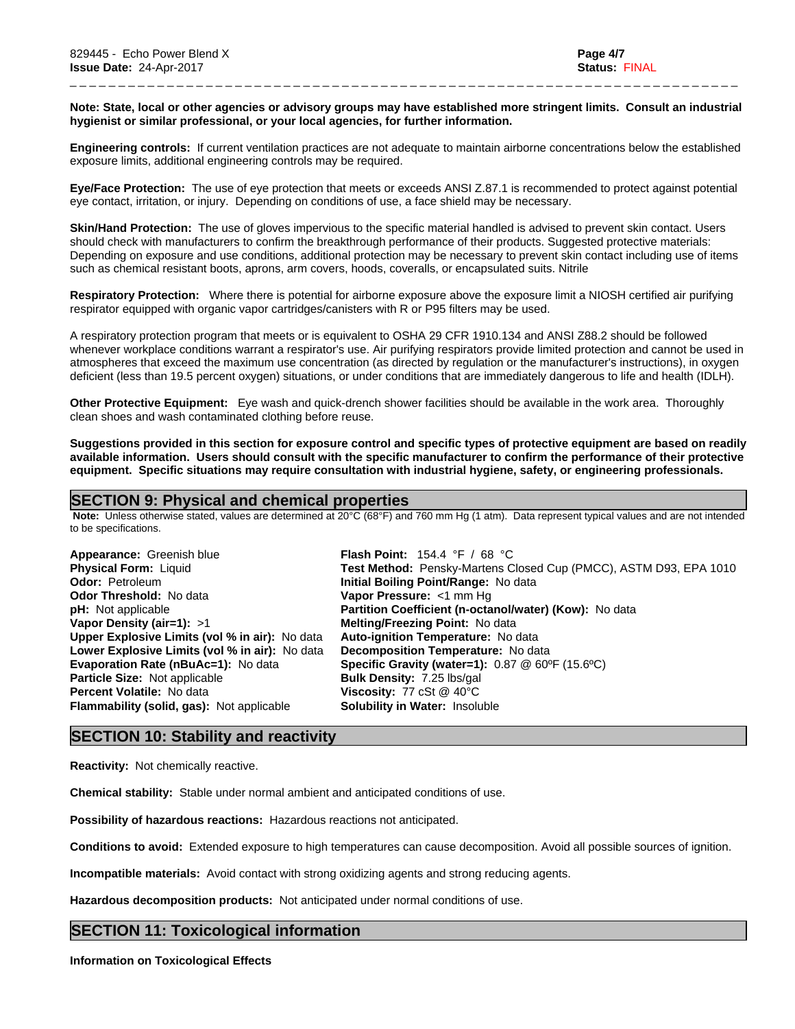**Note: State, local or other agencies or advisory groups may have established more stringent limits. Consult an industrial hygienist or similar professional, or your local agencies, for further information.**

**Engineering controls:** If current ventilation practices are not adequate to maintain airborne concentrations below the established exposure limits, additional engineering controls may be required.

**Eye/Face Protection:** The use of eye protection that meets or exceeds ANSI Z.87.1 is recommended to protect against potential eye contact, irritation, or injury. Depending on conditions of use, a face shield may be necessary.

**Skin/Hand Protection:** The use of gloves impervious to the specific material handled is advised to prevent skin contact. Users should check with manufacturers to confirm the breakthrough performance of their products. Suggested protective materials: Depending on exposure and use conditions, additional protection may be necessary to prevent skin contact including use of items such as chemical resistant boots, aprons, arm covers, hoods, coveralls, or encapsulated suits. Nitrile

**Respiratory Protection:** Where there is potential for airborne exposure above the exposure limit a NIOSH certified air purifying respirator equipped with organic vapor cartridges/canisters with R or P95 filters may be used.

A respiratory protection program that meets or is equivalent to OSHA 29 CFR 1910.134 and ANSI Z88.2 should be followed whenever workplace conditions warrant a respirator's use. Air purifying respirators provide limited protection and cannot be used in atmospheres that exceed the maximum use concentration (as directed by regulation or the manufacturer's instructions), in oxygen deficient (less than 19.5 percent oxygen) situations, or under conditions that are immediately dangerous to life and health (IDLH).

**Other Protective Equipment:** Eye wash and quick-drench shower facilities should be available in the work area. Thoroughly clean shoes and wash contaminated clothing before reuse.

**Suggestions provided in this section for exposure control and specific types of protective equipment are based on readily available information. Users should consult with the specific manufacturer to confirm the performance of their protective equipment. Specific situations may require consultation with industrial hygiene, safety, or engineering professionals.**

## SECTION 9: Physical and chemical properties

**Note:** Unless otherwise stated, values are determined at 20°C (68°F) and 760 mm Hg (1 atm). Data represent typical values and are not intended to be specifications.

**Appearance:** Greenish blue
**Physical Form:** Liquid
**Odor:** Petroleum
**Odor Threshold:** No data
**pH:** Not applicable
**Vapor Density (air=1):** >1
**Upper Explosive Limits (vol % in air):** No data
**Lower Explosive Limits (vol % in air):** No data
**Evaporation Rate (nBuAc=1):** No data
**Particle Size:** Not applicable
**Percent Volatile:** No data
**Flammability (solid, gas):** Not applicable

**Flash Point:** 154.4 °F / 68 °C
**Test Method:** Pensky-Martens Closed Cup (PMCC), ASTM D93, EPA 1010
**Initial Boiling Point/Range:** No data
**Vapor Pressure:** <1 mm Hg
**Partition Coefficient (n-octanol/water) (Kow):** No data
**Melting/Freezing Point:** No data
**Auto-ignition Temperature:** No data
**Decomposition Temperature:** No data
**Specific Gravity (water=1):** 0.87 @ 60ºF (15.6ºC)
**Bulk Density:** 7.25 lbs/gal
**Viscosity:** 77 cSt @ 40°C
**Solubility in Water:** Insoluble

## SECTION 10: Stability and reactivity

**Reactivity:** Not chemically reactive.

**Chemical stability:** Stable under normal ambient and anticipated conditions of use.

**Possibility of hazardous reactions:** Hazardous reactions not anticipated.

**Conditions to avoid:** Extended exposure to high temperatures can cause decomposition. Avoid all possible sources of ignition.

**Incompatible materials:** Avoid contact with strong oxidizing agents and strong reducing agents.

**Hazardous decomposition products:** Not anticipated under normal conditions of use.

## SECTION 11: Toxicological information

**Information on Toxicological Effects**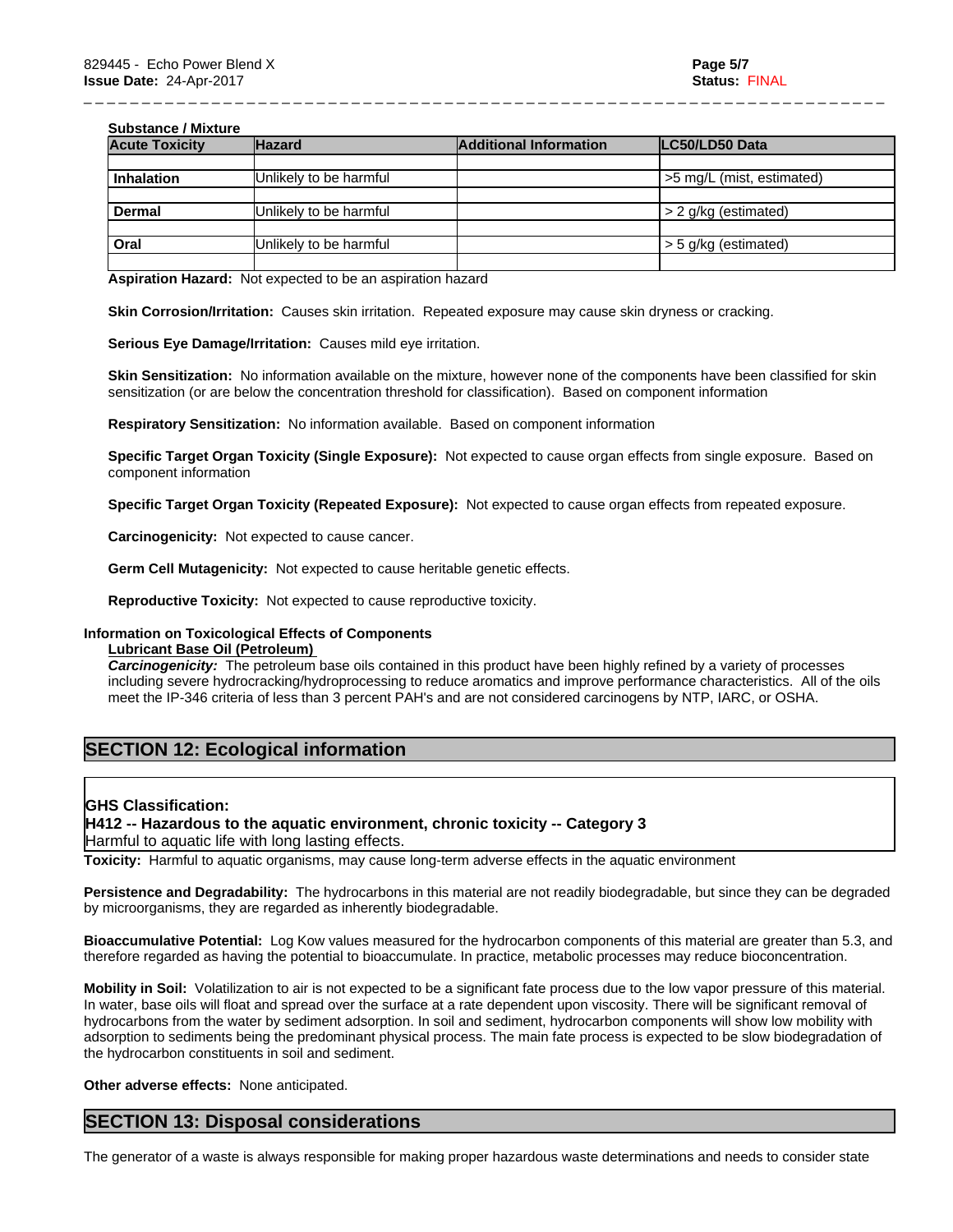**Substance / Mixture**

| Acute Toxicity | Hazard | Additional Information | LC50/LD50 Data |
|---|---|---|---|
| | | | |
| **Inhalation** | Unlikely to be harmful | | >5 mg/L (mist, estimated) |
| | | | |
| **Dermal** | Unlikely to be harmful | | > 2 g/kg (estimated) |
| | | | |
| **Oral** | Unlikely to be harmful | | > 5 g/kg (estimated) |
| | | | |

**Aspiration Hazard:** Not expected to be an aspiration hazard

**Skin Corrosion/Irritation:** Causes skin irritation. Repeated exposure may cause skin dryness or cracking.

**Serious Eye Damage/Irritation:** Causes mild eye irritation.

**Skin Sensitization:** No information available on the mixture, however none of the components have been classified for skin sensitization (or are below the concentration threshold for classification). Based on component information

**Respiratory Sensitization:** No information available. Based on component information

**Specific Target Organ Toxicity (Single Exposure):** Not expected to cause organ effects from single exposure. Based on component information

**Specific Target Organ Toxicity (Repeated Exposure):** Not expected to cause organ effects from repeated exposure.

**Carcinogenicity:** Not expected to cause cancer.

**Germ Cell Mutagenicity:** Not expected to cause heritable genetic effects.

**Reproductive Toxicity:** Not expected to cause reproductive toxicity.

**Information on Toxicological Effects of Components**

**Lubricant Base Oil (Petroleum)**

***Carcinogenicity:*** The petroleum base oils contained in this product have been highly refined by a variety of processes including severe hydrocracking/hydroprocessing to reduce aromatics and improve performance characteristics. All of the oils meet the IP-346 criteria of less than 3 percent PAH's and are not considered carcinogens by NTP, IARC, or OSHA.

## SECTION 12: Ecological information

**GHS Classification:**
**H412 -- Hazardous to the aquatic environment, chronic toxicity -- Category 3**
Harmful to aquatic life with long lasting effects.

**Toxicity:** Harmful to aquatic organisms, may cause long-term adverse effects in the aquatic environment

**Persistence and Degradability:** The hydrocarbons in this material are not readily biodegradable, but since they can be degraded by microorganisms, they are regarded as inherently biodegradable.

**Bioaccumulative Potential:** Log Kow values measured for the hydrocarbon components of this material are greater than 5.3, and therefore regarded as having the potential to bioaccumulate. In practice, metabolic processes may reduce bioconcentration.

**Mobility in Soil:** Volatilization to air is not expected to be a significant fate process due to the low vapor pressure of this material. In water, base oils will float and spread over the surface at a rate dependent upon viscosity. There will be significant removal of hydrocarbons from the water by sediment adsorption. In soil and sediment, hydrocarbon components will show low mobility with adsorption to sediments being the predominant physical process. The main fate process is expected to be slow biodegradation of the hydrocarbon constituents in soil and sediment.

**Other adverse effects:** None anticipated.

## SECTION 13: Disposal considerations

The generator of a waste is always responsible for making proper hazardous waste determinations and needs to consider state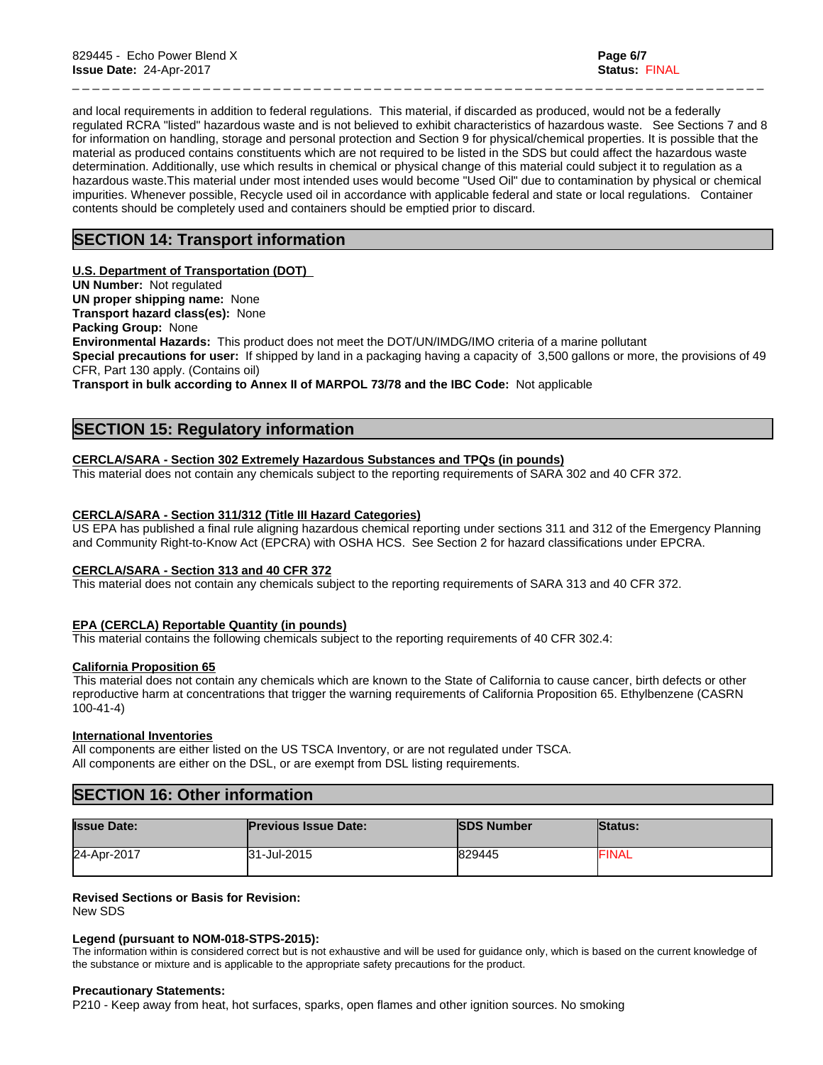and local requirements in addition to federal regulations. This material, if discarded as produced, would not be a federally regulated RCRA "listed" hazardous waste and is not believed to exhibit characteristics of hazardous waste. See Sections 7 and 8 for information on handling, storage and personal protection and Section 9 for physical/chemical properties. It is possible that the material as produced contains constituents which are not required to be listed in the SDS but could affect the hazardous waste determination. Additionally, use which results in chemical or physical change of this material could subject it to regulation as a hazardous waste.This material under most intended uses would become "Used Oil" due to contamination by physical or chemical impurities. Whenever possible, Recycle used oil in accordance with applicable federal and state or local regulations. Container contents should be completely used and containers should be emptied prior to discard.

## SECTION 14: Transport information

**U.S. Department of Transportation (DOT)**

**UN Number:** Not regulated
**UN proper shipping name:** None
**Transport hazard class(es):** None
**Packing Group:** None
**Environmental Hazards:** This product does not meet the DOT/UN/IMDG/IMO criteria of a marine pollutant
**Special precautions for user:** If shipped by land in a packaging having a capacity of 3,500 gallons or more, the provisions of 49 CFR, Part 130 apply. (Contains oil)
**Transport in bulk according to Annex II of MARPOL 73/78 and the IBC Code:** Not applicable

## SECTION 15: Regulatory information

**CERCLA/SARA - Section 302 Extremely Hazardous Substances and TPQs (in pounds)**

This material does not contain any chemicals subject to the reporting requirements of SARA 302 and 40 CFR 372.

**CERCLA/SARA - Section 311/312 (Title III Hazard Categories)**

US EPA has published a final rule aligning hazardous chemical reporting under sections 311 and 312 of the Emergency Planning and Community Right-to-Know Act (EPCRA) with OSHA HCS. See Section 2 for hazard classifications under EPCRA.

**CERCLA/SARA - Section 313 and 40 CFR 372**

This material does not contain any chemicals subject to the reporting requirements of SARA 313 and 40 CFR 372.

**EPA (CERCLA) Reportable Quantity (in pounds)**

This material contains the following chemicals subject to the reporting requirements of 40 CFR 302.4:

**California Proposition 65**

This material does not contain any chemicals which are known to the State of California to cause cancer, birth defects or other reproductive harm at concentrations that trigger the warning requirements of California Proposition 65. Ethylbenzene (CASRN 100-41-4)

**International Inventories**

All components are either listed on the US TSCA Inventory, or are not regulated under TSCA.
All components are either on the DSL, or are exempt from DSL listing requirements.

## SECTION 16: Other information

| Issue Date: | Previous Issue Date: | SDS Number | Status: |
|---|---|---|---|
| 24-Apr-2017 | 31-Jul-2015 | 829445 | FINAL |

**Revised Sections or Basis for Revision:**
New SDS

**Legend (pursuant to NOM-018-STPS-2015):**
The information within is considered correct but is not exhaustive and will be used for guidance only, which is based on the current knowledge of the substance or mixture and is applicable to the appropriate safety precautions for the product.

**Precautionary Statements:**
P210 - Keep away from heat, hot surfaces, sparks, open flames and other ignition sources. No smoking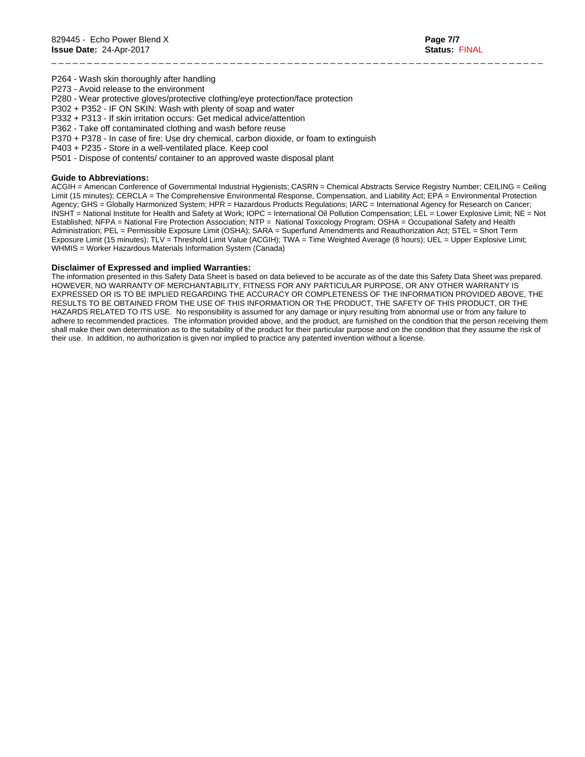P264 - Wash skin thoroughly after handling
P273 - Avoid release to the environment
P280 - Wear protective gloves/protective clothing/eye protection/face protection
P302 + P352 - IF ON SKIN: Wash with plenty of soap and water
P332 + P313 - If skin irritation occurs: Get medical advice/attention
P362 - Take off contaminated clothing and wash before reuse
P370 + P378 - In case of fire: Use dry chemical, carbon dioxide, or foam to extinguish
P403 + P235 - Store in a well-ventilated place. Keep cool
P501 - Dispose of contents/ container to an approved waste disposal plant

**Guide to Abbreviations:**

ACGIH = American Conference of Governmental Industrial Hygienists; CASRN = Chemical Abstracts Service Registry Number; CEILING = Ceiling Limit (15 minutes); CERCLA = The Comprehensive Environmental Response, Compensation, and Liability Act; EPA = Environmental Protection Agency; GHS = Globally Harmonized System; HPR = Hazardous Products Regulations; IARC = International Agency for Research on Cancer; INSHT = National Institute for Health and Safety at Work; IOPC = International Oil Pollution Compensation; LEL = Lower Explosive Limit; NE = Not Established; NFPA = National Fire Protection Association; NTP = National Toxicology Program; OSHA = Occupational Safety and Health Administration; PEL = Permissible Exposure Limit (OSHA); SARA = Superfund Amendments and Reauthorization Act; STEL = Short Term Exposure Limit (15 minutes); TLV = Threshold Limit Value (ACGIH); TWA = Time Weighted Average (8 hours); UEL = Upper Explosive Limit; WHMIS = Worker Hazardous Materials Information System (Canada)

**Disclaimer of Expressed and implied Warranties:**

The information presented in this Safety Data Sheet is based on data believed to be accurate as of the date this Safety Data Sheet was prepared. HOWEVER, NO WARRANTY OF MERCHANTABILITY, FITNESS FOR ANY PARTICULAR PURPOSE, OR ANY OTHER WARRANTY IS EXPRESSED OR IS TO BE IMPLIED REGARDING THE ACCURACY OR COMPLETENESS OF THE INFORMATION PROVIDED ABOVE, THE RESULTS TO BE OBTAINED FROM THE USE OF THIS INFORMATION OR THE PRODUCT, THE SAFETY OF THIS PRODUCT, OR THE HAZARDS RELATED TO ITS USE. No responsibility is assumed for any damage or injury resulting from abnormal use or from any failure to adhere to recommended practices. The information provided above, and the product, are furnished on the condition that the person receiving them shall make their own determination as to the suitability of the product for their particular purpose and on the condition that they assume the risk of their use. In addition, no authorization is given nor implied to practice any patented invention without a license.